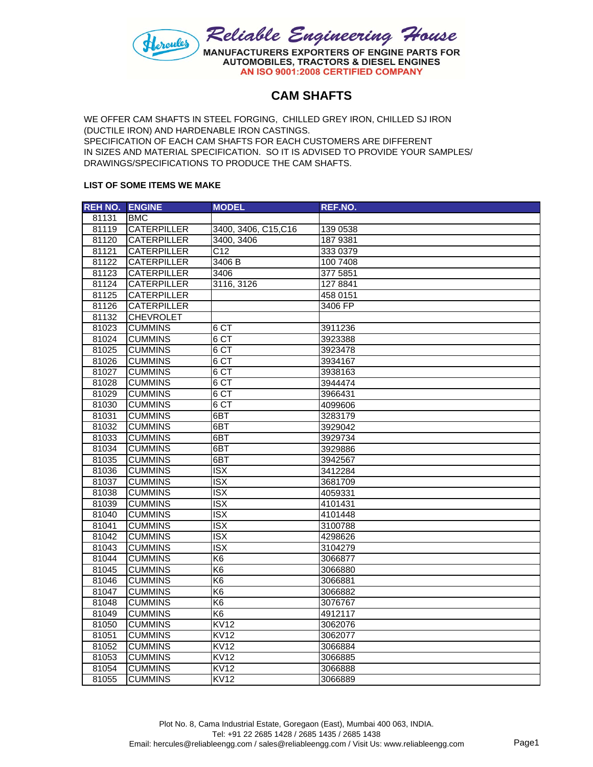Reliable Engineering House

MANUFACTURERS EXPORTERS OF ENGINE PARTS FOR AUTOMOBILES, TRACTORS & DIESEL ENGINES

AN ISO 9001:2008 CERTIFIED COMPANY

## CAM SHAFTS

WE OFFER CAM SHAFTS IN STEEL FORGING, CHILLED GREY IRON, CHILLED SJ IRON (DUCTILE IRON) AND HARDENABLE IRON CASTINGS.
SPECIFICATION OF EACH CAM SHAFTS FOR EACH CUSTOMERS ARE DIFFERENT IN SIZES AND MATERIAL SPECIFICATION. SO IT IS ADVISED TO PROVIDE YOUR SAMPLES/ DRAWINGS/SPECIFICATIONS TO PRODUCE THE CAM SHAFTS.

**LIST OF SOME ITEMS WE MAKE**

| REH NO. | ENGINE | MODEL | REF.NO. |
|---|---|---|---|
| 81131 | BMC | | |
| 81119 | CATERPILLER | 3400, 3406, C15,C16 | 139 0538 |
| 81120 | CATERPILLER | 3400, 3406 | 187 9381 |
| 81121 | CATERPILLER | C12 | 333 0379 |
| 81122 | CATERPILLER | 3406 B | 100 7408 |
| 81123 | CATERPILLER | 3406 | 377 5851 |
| 81124 | CATERPILLER | 3116, 3126 | 127 8841 |
| 81125 | CATERPILLER | | 458 0151 |
| 81126 | CATERPILLER | | 3406 FP |
| 81132 | CHEVROLET | | |
| 81023 | CUMMINS | 6 CT | 3911236 |
| 81024 | CUMMINS | 6 CT | 3923388 |
| 81025 | CUMMINS | 6 CT | 3923478 |
| 81026 | CUMMINS | 6 CT | 3934167 |
| 81027 | CUMMINS | 6 CT | 3938163 |
| 81028 | CUMMINS | 6 CT | 3944474 |
| 81029 | CUMMINS | 6 CT | 3966431 |
| 81030 | CUMMINS | 6 CT | 4099606 |
| 81031 | CUMMINS | 6BT | 3283179 |
| 81032 | CUMMINS | 6BT | 3929042 |
| 81033 | CUMMINS | 6BT | 3929734 |
| 81034 | CUMMINS | 6BT | 3929886 |
| 81035 | CUMMINS | 6BT | 3942567 |
| 81036 | CUMMINS | ISX | 3412284 |
| 81037 | CUMMINS | ISX | 3681709 |
| 81038 | CUMMINS | ISX | 4059331 |
| 81039 | CUMMINS | ISX | 4101431 |
| 81040 | CUMMINS | ISX | 4101448 |
| 81041 | CUMMINS | ISX | 3100788 |
| 81042 | CUMMINS | ISX | 4298626 |
| 81043 | CUMMINS | ISX | 3104279 |
| 81044 | CUMMINS | K6 | 3066877 |
| 81045 | CUMMINS | K6 | 3066880 |
| 81046 | CUMMINS | K6 | 3066881 |
| 81047 | CUMMINS | K6 | 3066882 |
| 81048 | CUMMINS | K6 | 3076767 |
| 81049 | CUMMINS | K6 | 4912117 |
| 81050 | CUMMINS | KV12 | 3062076 |
| 81051 | CUMMINS | KV12 | 3062077 |
| 81052 | CUMMINS | KV12 | 3066884 |
| 81053 | CUMMINS | KV12 | 3066885 |
| 81054 | CUMMINS | KV12 | 3066888 |
| 81055 | CUMMINS | KV12 | 3066889 |

Plot No. 8, Cama Industrial Estate, Goregaon (East), Mumbai 400 063, INDIA.
Tel: +91 22 2685 1428 / 2685 1435 / 2685 1438
Email: hercules@reliableengg.com / sales@reliableengg.com / Visit Us: www.reliableengg.com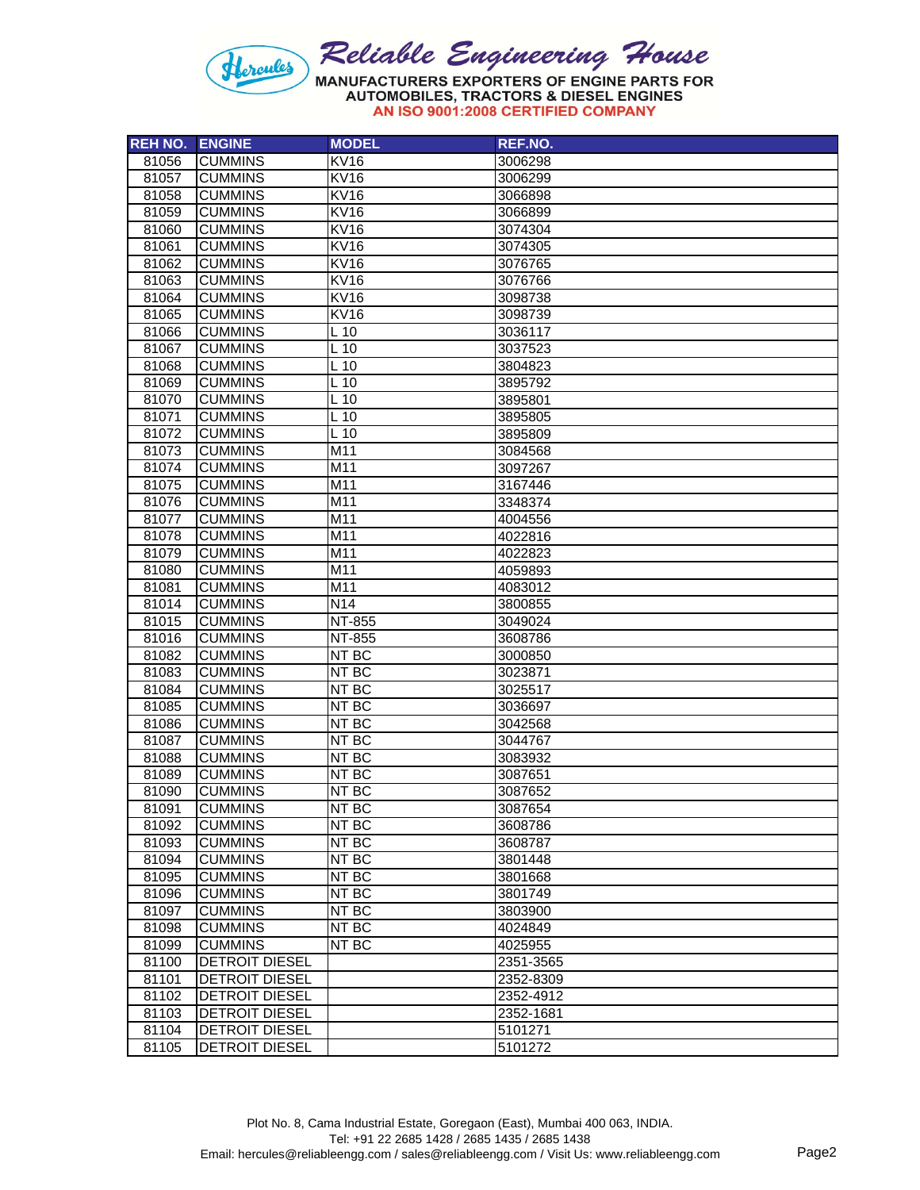# Reliable Engineering House

MANUFACTURERS EXPORTERS OF ENGINE PARTS FOR AUTOMOBILES, TRACTORS & DIESEL ENGINES

AN ISO 9001:2008 CERTIFIED COMPANY

| REH NO. | ENGINE | MODEL | REF.NO. |
|---|---|---|---|
| 81056 | CUMMINS | KV16 | 3006298 |
| 81057 | CUMMINS | KV16 | 3006299 |
| 81058 | CUMMINS | KV16 | 3066898 |
| 81059 | CUMMINS | KV16 | 3066899 |
| 81060 | CUMMINS | KV16 | 3074304 |
| 81061 | CUMMINS | KV16 | 3074305 |
| 81062 | CUMMINS | KV16 | 3076765 |
| 81063 | CUMMINS | KV16 | 3076766 |
| 81064 | CUMMINS | KV16 | 3098738 |
| 81065 | CUMMINS | KV16 | 3098739 |
| 81066 | CUMMINS | L 10 | 3036117 |
| 81067 | CUMMINS | L 10 | 3037523 |
| 81068 | CUMMINS | L 10 | 3804823 |
| 81069 | CUMMINS | L 10 | 3895792 |
| 81070 | CUMMINS | L 10 | 3895801 |
| 81071 | CUMMINS | L 10 | 3895805 |
| 81072 | CUMMINS | L 10 | 3895809 |
| 81073 | CUMMINS | M11 | 3084568 |
| 81074 | CUMMINS | M11 | 3097267 |
| 81075 | CUMMINS | M11 | 3167446 |
| 81076 | CUMMINS | M11 | 3348374 |
| 81077 | CUMMINS | M11 | 4004556 |
| 81078 | CUMMINS | M11 | 4022816 |
| 81079 | CUMMINS | M11 | 4022823 |
| 81080 | CUMMINS | M11 | 4059893 |
| 81081 | CUMMINS | M11 | 4083012 |
| 81014 | CUMMINS | N14 | 3800855 |
| 81015 | CUMMINS | NT-855 | 3049024 |
| 81016 | CUMMINS | NT-855 | 3608786 |
| 81082 | CUMMINS | NT BC | 3000850 |
| 81083 | CUMMINS | NT BC | 3023871 |
| 81084 | CUMMINS | NT BC | 3025517 |
| 81085 | CUMMINS | NT BC | 3036697 |
| 81086 | CUMMINS | NT BC | 3042568 |
| 81087 | CUMMINS | NT BC | 3044767 |
| 81088 | CUMMINS | NT BC | 3083932 |
| 81089 | CUMMINS | NT BC | 3087651 |
| 81090 | CUMMINS | NT BC | 3087652 |
| 81091 | CUMMINS | NT BC | 3087654 |
| 81092 | CUMMINS | NT BC | 3608786 |
| 81093 | CUMMINS | NT BC | 3608787 |
| 81094 | CUMMINS | NT BC | 3801448 |
| 81095 | CUMMINS | NT BC | 3801668 |
| 81096 | CUMMINS | NT BC | 3801749 |
| 81097 | CUMMINS | NT BC | 3803900 |
| 81098 | CUMMINS | NT BC | 4024849 |
| 81099 | CUMMINS | NT BC | 4025955 |
| 81100 | DETROIT DIESEL | | 2351-3565 |
| 81101 | DETROIT DIESEL | | 2352-8309 |
| 81102 | DETROIT DIESEL | | 2352-4912 |
| 81103 | DETROIT DIESEL | | 2352-1681 |
| 81104 | DETROIT DIESEL | | 5101271 |
| 81105 | DETROIT DIESEL | | 5101272 |

Plot No. 8, Cama Industrial Estate, Goregaon (East), Mumbai 400 063, INDIA.
Tel: +91 22 2685 1428 / 2685 1435 / 2685 1438
Email: hercules@reliableengg.com / sales@reliableengg.com / Visit Us: www.reliableengg.com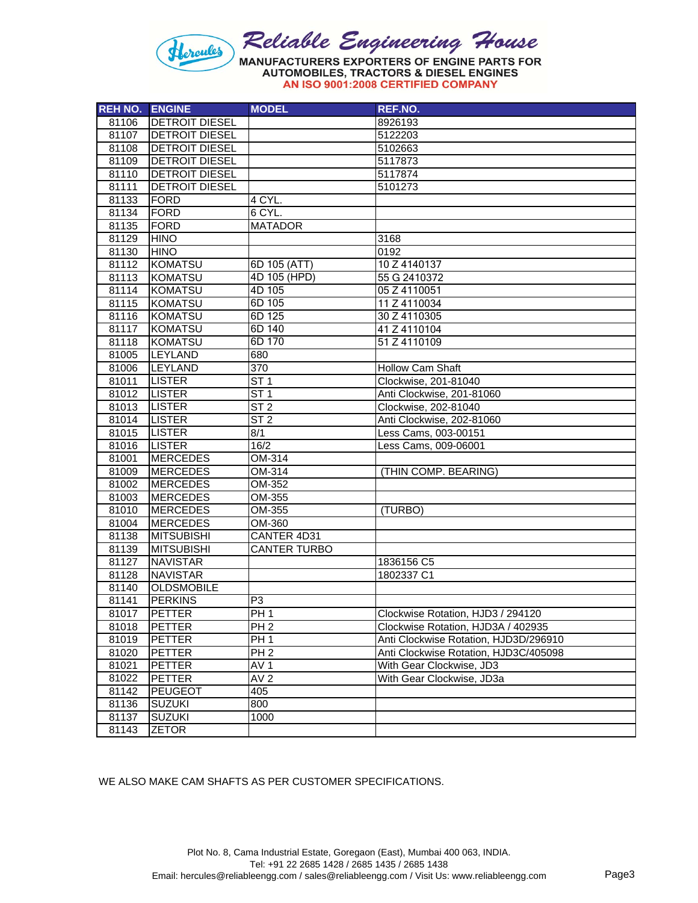# Reliable Engineering House

**MANUFACTURERS EXPORTERS OF ENGINE PARTS FOR AUTOMOBILES, TRACTORS & DIESEL ENGINES**

**AN ISO 9001:2008 CERTIFIED COMPANY**

| REH NO. | ENGINE | MODEL | REF.NO. |
|---|---|---|---|
| 81106 | DETROIT DIESEL | | 8926193 |
| 81107 | DETROIT DIESEL | | 5122203 |
| 81108 | DETROIT DIESEL | | 5102663 |
| 81109 | DETROIT DIESEL | | 5117873 |
| 81110 | DETROIT DIESEL | | 5117874 |
| 81111 | DETROIT DIESEL | | 5101273 |
| 81133 | FORD | 4 CYL. | |
| 81134 | FORD | 6 CYL. | |
| 81135 | FORD | MATADOR | |
| 81129 | HINO | | 3168 |
| 81130 | HINO | | 0192 |
| 81112 | KOMATSU | 6D 105 (ATT) | 10 Z 4140137 |
| 81113 | KOMATSU | 4D 105 (HPD) | 55 G 2410372 |
| 81114 | KOMATSU | 4D 105 | 05 Z 4110051 |
| 81115 | KOMATSU | 6D 105 | 11 Z 4110034 |
| 81116 | KOMATSU | 6D 125 | 30 Z 4110305 |
| 81117 | KOMATSU | 6D 140 | 41 Z 4110104 |
| 81118 | KOMATSU | 6D 170 | 51 Z 4110109 |
| 81005 | LEYLAND | 680 | |
| 81006 | LEYLAND | 370 | Hollow Cam Shaft |
| 81011 | LISTER | ST 1 | Clockwise, 201-81040 |
| 81012 | LISTER | ST 1 | Anti Clockwise, 201-81060 |
| 81013 | LISTER | ST 2 | Clockwise, 202-81040 |
| 81014 | LISTER | ST 2 | Anti Clockwise, 202-81060 |
| 81015 | LISTER | 8/1 | Less Cams, 003-00151 |
| 81016 | LISTER | 16/2 | Less Cams, 009-06001 |
| 81001 | MERCEDES | OM-314 | |
| 81009 | MERCEDES | OM-314 | (THIN COMP. BEARING) |
| 81002 | MERCEDES | OM-352 | |
| 81003 | MERCEDES | OM-355 | |
| 81010 | MERCEDES | OM-355 | (TURBO) |
| 81004 | MERCEDES | OM-360 | |
| 81138 | MITSUBISHI | CANTER 4D31 | |
| 81139 | MITSUBISHI | CANTER TURBO | |
| 81127 | NAVISTAR | | 1836156 C5 |
| 81128 | NAVISTAR | | 1802337 C1 |
| 81140 | OLDSMOBILE | | |
| 81141 | PERKINS | P3 | |
| 81017 | PETTER | PH 1 | Clockwise Rotation, HJD3 / 294120 |
| 81018 | PETTER | PH 2 | Clockwise Rotation, HJD3A / 402935 |
| 81019 | PETTER | PH 1 | Anti Clockwise Rotation, HJD3D/296910 |
| 81020 | PETTER | PH 2 | Anti Clockwise Rotation, HJD3C/405098 |
| 81021 | PETTER | AV 1 | With Gear Clockwise, JD3 |
| 81022 | PETTER | AV 2 | With Gear Clockwise, JD3a |
| 81142 | PEUGEOT | 405 | |
| 81136 | SUZUKI | 800 | |
| 81137 | SUZUKI | 1000 | |
| 81143 | ZETOR | | |

WE ALSO MAKE CAM SHAFTS AS PER CUSTOMER SPECIFICATIONS.

Plot No. 8, Cama Industrial Estate, Goregaon (East), Mumbai 400 063, INDIA.
Tel: +91 22 2685 1428 / 2685 1435 / 2685 1438
Email: hercules@reliableengg.com / sales@reliableengg.com / Visit Us: www.reliableengg.com